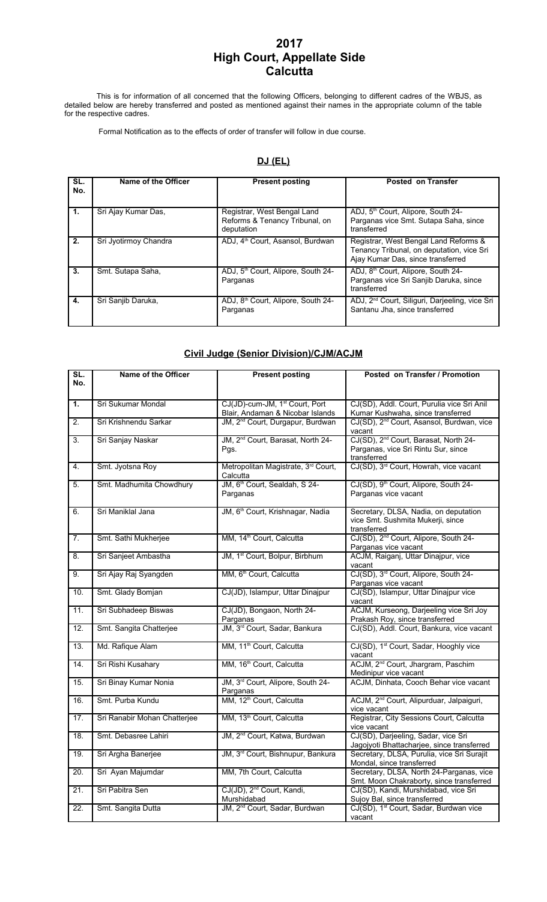# 2017
# High Court, Appellate Side
# Calcutta

This is for information of all concerned that the following Officers, belonging to different cadres of the WBJS, as detailed below are hereby transferred and posted as mentioned against their names in the appropriate column of the table for the respective cadres.

Formal Notification as to the effects of order of transfer will follow in due course.

## DJ (EL)

| SL. No. | Name of the Officer | Present posting | Posted on Transfer |
|---|---|---|---|
| 1. | Sri Ajay Kumar Das, | Registrar, West Bengal Land Reforms & Tenancy Tribunal, on deputation | ADJ, 5th Court, Alipore, South 24-Parganas vice Smt. Sutapa Saha, since transferred |
| 2. | Sri Jyotirmoy Chandra | ADJ, 4th Court, Asansol, Burdwan | Registrar, West Bengal Land Reforms & Tenancy Tribunal, on deputation, vice Sri Ajay Kumar Das, since transferred |
| 3. | Smt. Sutapa Saha, | ADJ, 5th Court, Alipore, South 24-Parganas | ADJ, 8th Court, Alipore, South 24-Parganas vice Sri Sanjib Daruka, since transferred |
| 4. | Sri Sanjib Daruka, | ADJ, 8th Court, Alipore, South 24-Parganas | ADJ, 2nd Court, Siliguri, Darjeeling, vice Sri Santanu Jha, since transferred |

## Civil Judge (Senior Division)/CJM/ACJM

| SL. No. | Name of the Officer | Present posting | Posted on Transfer / Promotion |
|---|---|---|---|
| 1. | Sri Sukumar Mondal | CJ(JD)-cum-JM, 1st Court, Port Blair, Andaman & Nicobar Islands | CJ(SD), Addl. Court, Purulia vice Sri Anil Kumar Kushwaha, since transferred |
| 2. | Sri Krishnendu Sarkar | JM, 2nd Court, Durgapur, Burdwan | CJ(SD), 2nd Court, Asansol, Burdwan, vice vacant |
| 3. | Sri Sanjay Naskar | JM, 2nd Court, Barasat, North 24-Pgs. | CJ(SD), 2nd Court, Barasat, North 24-Parganas, vice Sri Rintu Sur, since transferred |
| 4. | Smt. Jyotsna Roy | Metropolitan Magistrate, 3rd Court, Calcutta | CJ(SD), 3rd Court, Howrah, vice vacant |
| 5. | Smt. Madhumita Chowdhury | JM, 6th Court, Sealdah, S 24-Parganas | CJ(SD), 9th Court, Alipore, South 24-Parganas vice vacant |
| 6. | Sri Maniklal Jana | JM, 6th Court, Krishnagar, Nadia | Secretary, DLSA, Nadia, on deputation vice Smt. Sushmita Mukerji, since transferred |
| 7. | Smt. Sathi Mukherjee | MM, 14th Court, Calcutta | CJ(SD), 2nd Court, Alipore, South 24-Parganas vice vacant |
| 8. | Sri Sanjeet Ambastha | JM, 1st Court, Bolpur, Birbhum | ACJM, Raiganj, Uttar Dinajpur, vice vacant |
| 9. | Sri Ajay Raj Syangden | MM, 6th Court, Calcutta | CJ(SD), 3rd Court, Alipore, South 24-Parganas vice vacant |
| 10. | Smt. Glady Bomjan | CJ(JD), Islampur, Uttar Dinajpur | CJ(SD), Islampur, Uttar Dinajpur vice vacant |
| 11. | Sri Subhadeep Biswas | CJ(JD), Bongaon, North 24-Parganas | ACJM, Kurseong, Darjeeling vice Sri Joy Prakash Roy, since transferred |
| 12. | Smt. Sangita Chatterjee | JM, 3rd Court, Sadar, Bankura | CJ(SD), Addl. Court, Bankura, vice vacant |
| 13. | Md. Rafique Alam | MM, 11th Court, Calcutta | CJ(SD), 1st Court, Sadar, Hooghly vice vacant |
| 14. | Sri Rishi Kusahary | MM, 16th Court, Calcutta | ACJM, 2nd Court, Jhargram, Paschim Medinipur vice vacant |
| 15. | Sri Binay Kumar Nonia | JM, 3rd Court, Alipore, South 24-Parganas | ACJM, Dinhata, Cooch Behar vice vacant |
| 16. | Smt. Purba Kundu | MM, 12th Court, Calcutta | ACJM, 2nd Court, Alipurduar, Jalpaiguri, vice vacant |
| 17. | Sri Ranabir Mohan Chatterjee | MM, 13th Court, Calcutta | Registrar, City Sessions Court, Calcutta vice vacant |
| 18. | Smt. Debasree Lahiri | JM, 2nd Court, Katwa, Burdwan | CJ(SD), Darjeeling, Sadar, vice Sri Jagojyoti Bhattacharjee, since transferred |
| 19. | Sri Argha Banerjee | JM, 3rd Court, Bishnupur, Bankura | Secretary, DLSA, Purulia, vice Sri Surajit Mondal, since transferred |
| 20. | Sri Ayan Majumdar | MM, 7th Court, Calcutta | Secretary, DLSA, North 24-Parganas, vice Smt. Moon Chakraborty, since transferred |
| 21. | Sri Pabitra Sen | CJ(JD), 2nd Court, Kandi, Murshidabad | CJ(SD), Kandi, Murshidabad, vice Sri Sujoy Bal, since transferred |
| 22. | Smt. Sangita Dutta | JM, 2nd Court, Sadar, Burdwan | CJ(SD), 1st Court, Sadar, Burdwan vice vacant |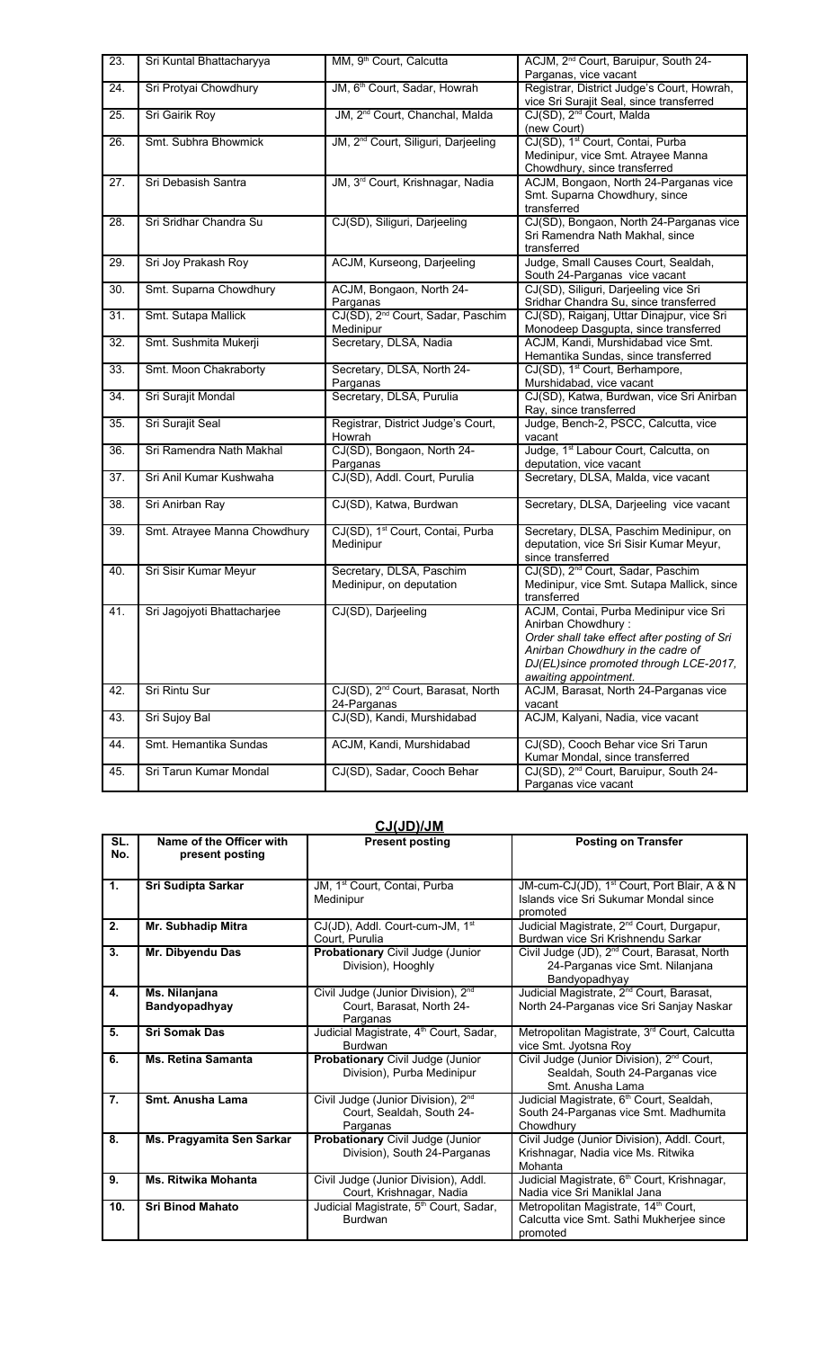| 23. | Sri Kuntal Bhattacharyya | MM, 9th Court, Calcutta | ACJM, 2nd Court, Baruipur, South 24-Parganas, vice vacant |
|---|---|---|---|
| 24. | Sri Protyai Chowdhury | JM, 6th Court, Sadar, Howrah | Registrar, District Judge's Court, Howrah, vice Sri Surajit Seal, since transferred |
| 25. | Sri Gairik Roy | JM, 2nd Court, Chanchal, Malda | CJ(SD), 2nd Court, Malda (new Court) |
| 26. | Smt. Subhra Bhowmick | JM, 2nd Court, Siliguri, Darjeeling | CJ(SD), 1st Court, Contai, Purba Medinipur, vice Smt. Atrayee Manna Chowdhury, since transferred |
| 27. | Sri Debasish Santra | JM, 3rd Court, Krishnagar, Nadia | ACJM, Bongaon, North 24-Parganas vice Smt. Suparna Chowdhury, since transferred |
| 28. | Sri Sridhar Chandra Su | CJ(SD), Siliguri, Darjeeling | CJ(SD), Bongaon, North 24-Parganas vice Sri Ramendra Nath Makhal, since transferred |
| 29. | Sri Joy Prakash Roy | ACJM, Kurseong, Darjeeling | Judge, Small Causes Court, Sealdah, South 24-Parganas vice vacant |
| 30. | Smt. Suparna Chowdhury | ACJM, Bongaon, North 24-Parganas | CJ(SD), Siliguri, Darjeeling vice Sri Sridhar Chandra Su, since transferred |
| 31. | Smt. Sutapa Mallick | CJ(SD), 2nd Court, Sadar, Paschim Medinipur | CJ(SD), Raiganj, Uttar Dinajpur, vice Sri Monodeep Dasgupta, since transferred |
| 32. | Smt. Sushmita Mukerji | Secretary, DLSA, Nadia | ACJM, Kandi, Murshidabad vice Smt. Hemantika Sundas, since transferred |
| 33. | Smt. Moon Chakraborty | Secretary, DLSA, North 24-Parganas | CJ(SD), 1st Court, Berhampore, Murshidabad, vice vacant |
| 34. | Sri Surajit Mondal | Secretary, DLSA, Purulia | CJ(SD), Katwa, Burdwan, vice Sri Anirban Ray, since transferred |
| 35. | Sri Surajit Seal | Registrar, District Judge's Court, Howrah | Judge, Bench-2, PSCC, Calcutta, vice vacant |
| 36. | Sri Ramendra Nath Makhal | CJ(SD), Bongaon, North 24-Parganas | Judge, 1st Labour Court, Calcutta, on deputation, vice vacant |
| 37. | Sri Anil Kumar Kushwaha | CJ(SD), Addl. Court, Purulia | Secretary, DLSA, Malda, vice vacant |
| 38. | Sri Anirban Ray | CJ(SD), Katwa, Burdwan | Secretary, DLSA, Darjeeling vice vacant |
| 39. | Smt. Atrayee Manna Chowdhury | CJ(SD), 1st Court, Contai, Purba Medinipur | Secretary, DLSA, Paschim Medinipur, on deputation, vice Sri Sisir Kumar Meyur, since transferred |
| 40. | Sri Sisir Kumar Meyur | Secretary, DLSA, Paschim Medinipur, on deputation | CJ(SD), 2nd Court, Sadar, Paschim Medinipur, vice Smt. Sutapa Mallick, since transferred |
| 41. | Sri Jagojyoti Bhattacharjee | CJ(SD), Darjeeling | ACJM, Contai, Purba Medinipur vice Sri Anirban Chowdhury : *Order shall take effect after posting of Sri Anirban Chowdhury in the cadre of DJ(EL)since promoted through LCE-2017, awaiting appointment.* |
| 42. | Sri Rintu Sur | CJ(SD), 2nd Court, Barasat, North 24-Parganas | ACJM, Barasat, North 24-Parganas vice vacant |
| 43. | Sri Sujoy Bal | CJ(SD), Kandi, Murshidabad | ACJM, Kalyani, Nadia, vice vacant |
| 44. | Smt. Hemantika Sundas | ACJM, Kandi, Murshidabad | CJ(SD), Cooch Behar vice Sri Tarun Kumar Mondal, since transferred |
| 45. | Sri Tarun Kumar Mondal | CJ(SD), Sadar, Cooch Behar | CJ(SD), 2nd Court, Baruipur, South 24-Parganas vice vacant |

## CJ(JD)/JM

| SL. No. | Name of the Officer with present posting | Present posting | Posting on Transfer |
|---|---|---|---|
| **1.** | **Sri Sudipta Sarkar** | JM, 1st Court, Contai, Purba Medinipur | JM-cum-CJ(JD), 1st Court, Port Blair, A & N Islands vice Sri Sukumar Mondal since promoted |
| **2.** | **Mr. Subhadip Mitra** | CJ(JD), Addl. Court-cum-JM, 1st Court, Purulia | Judicial Magistrate, 2nd Court, Durgapur, Burdwan vice Sri Krishnendu Sarkar |
| **3.** | **Mr. Dibyendu Das** | **Probationary** Civil Judge (Junior Division), Hooghly | Civil Judge (JD), 2nd Court, Barasat, North 24-Parganas vice Smt. Nilanjana Bandyopadhyay |
| **4.** | **Ms. Nilanjana Bandyopadhyay** | Civil Judge (Junior Division), 2nd Court, Barasat, North 24-Parganas | Judicial Magistrate, 2nd Court, Barasat, North 24-Parganas vice Sri Sanjay Naskar |
| **5.** | **Sri Somak Das** | Judicial Magistrate, 4th Court, Sadar, Burdwan | Metropolitan Magistrate, 3rd Court, Calcutta vice Smt. Jyotsna Roy |
| **6.** | **Ms. Retina Samanta** | **Probationary** Civil Judge (Junior Division), Purba Medinipur | Civil Judge (Junior Division), 2nd Court, Sealdah, South 24-Parganas vice Smt. Anusha Lama |
| **7.** | **Smt. Anusha Lama** | Civil Judge (Junior Division), 2nd Court, Sealdah, South 24-Parganas | Judicial Magistrate, 6th Court, Sealdah, South 24-Parganas vice Smt. Madhumita Chowdhury |
| **8.** | **Ms. Pragyamita Sen Sarkar** | **Probationary** Civil Judge (Junior Division), South 24-Parganas | Civil Judge (Junior Division), Addl. Court, Krishnagar, Nadia vice Ms. Ritwika Mohanta |
| **9.** | **Ms. Ritwika Mohanta** | Civil Judge (Junior Division), Addl. Court, Krishnagar, Nadia | Judicial Magistrate, 6th Court, Krishnagar, Nadia vice Sri Maniklal Jana |
| **10.** | **Sri Binod Mahato** | Judicial Magistrate, 5th Court, Sadar, Burdwan | Metropolitan Magistrate, 14th Court, Calcutta vice Smt. Sathi Mukherjee since promoted |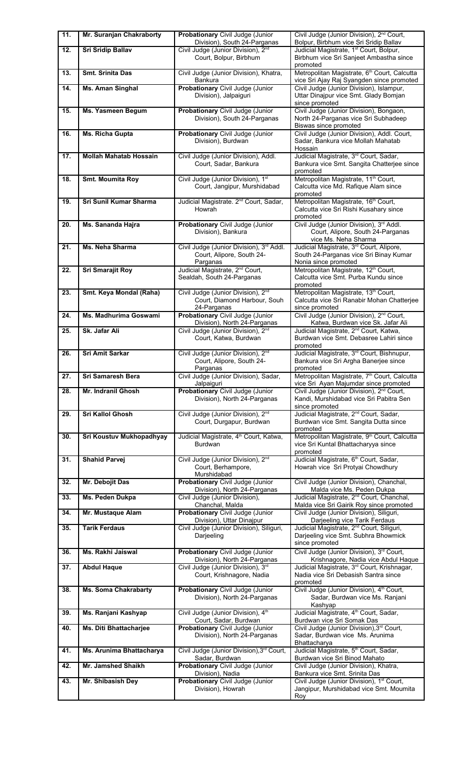| 11. | **Mr. Suranjan Chakraborty** | **Probationary** Civil Judge (Junior Division), South 24-Parganas | Civil Judge (Junior Division), 2nd Court, Bolpur, Birbhum vice Sri Sridip Ballav |
|---|---|---|---|
| 12. | **Sri Sridip Ballav** | Civil Judge (Junior Division), 2nd Court, Bolpur, Birbhum | Judicial Magistrate, 1st Court, Bolpur, Birbhum vice Sri Sanjeet Ambastha since promoted |
| 13. | **Smt. Srinita Das** | Civil Judge (Junior Division), Khatra, Bankura | Metropolitan Magistrate, 6th Court, Calcutta vice Sri Ajay Raj Syangden since promoted |
| 14. | **Ms. Aman Singhal** | **Probationary** Civil Judge (Junior Division), Jalpaiguri | Civil Judge (Junior Division), Islampur, Uttar Dinajpur vice Smt. Glady Bomjan since promoted |
| 15. | **Ms. Yasmeen Begum** | **Probationary** Civil Judge (Junior Division), South 24-Parganas | Civil Judge (Junior Division), Bongaon, North 24-Parganas vice Sri Subhadeep Biswas since promoted |
| 16. | **Ms. Richa Gupta** | **Probationary** Civil Judge (Junior Division), Burdwan | Civil Judge (Junior Division), Addl. Court, Sadar, Bankura vice Mollah Mahatab Hossain |
| 17. | **Mollah Mahatab Hossain** | Civil Judge (Junior Division), Addl. Court, Sadar, Bankura | Judicial Magistrate, 3rd Court, Sadar, Bankura vice Smt. Sangita Chatterjee since promoted |
| 18. | **Smt. Moumita Roy** | Civil Judge (Junior Division), 1st Court, Jangipur, Murshidabad | Metropolitan Magistrate, 11th Court, Calcutta vice Md. Rafique Alam since promoted |
| 19. | **Sri Sunil Kumar Sharma** | Judicial Magistrate. 2nd Court, Sadar, Howrah | Metropolitan Magistrate, 16th Court, Calcutta vice Sri Rishi Kusahary since promoted |
| 20. | **Ms. Sananda Hajra** | **Probationary** Civil Judge (Junior Division), Bankura | Civil Judge (Junior Division), 3rd Addl. Court, Alipore, South 24-Parganas vice Ms. Neha Sharma |
| 21. | **Ms. Neha Sharma** | Civil Judge (Junior Division), 3rd Addl. Court, Alipore, South 24-Parganas | Judicial Magistrate, 3rd Court, Alipore, South 24-Parganas vice Sri Binay Kumar Nonia since promoted |
| 22. | **Sri Smarajit Roy** | Judicial Magistrate, 2nd Court, Sealdah, South 24-Parganas | Metropolitan Magistrate, 12th Court, Calcutta vice Smt. Purba Kundu since promoted |
| 23. | **Smt. Keya Mondal (Raha)** | Civil Judge (Junior Division), 2nd Court, Diamond Harbour, Souh 24-Parganas | Metropolitan Magistrate, 13th Court, Calcutta vice Sri Ranabir Mohan Chatterjee since promoted |
| 24. | **Ms. Madhurima Goswami** | **Probationary** Civil Judge (Junior Division), North 24-Parganas | Civil Judge (Junior Division), 2nd Court, Katwa, Burdwan vice Sk. Jafar Ali |
| 25. | **Sk. Jafar Ali** | Civil Judge (Junior Division), 2nd Court, Katwa, Burdwan | Judicial Magistrate, 2nd Court, Katwa, Burdwan vice Smt. Debasree Lahiri since promoted |
| 26. | **Sri Amit Sarkar** | Civil Judge (Junior Division), 2nd Court, Alipore, South 24-Parganas | Judicial Magistrate, 3rd Court, Bishnupur, Bankura vice Sri Argha Banerjee since promoted |
| 27. | **Sri Samaresh Bera** | Civil Judge (Junior Division), Sadar, Jalpaiguri | Metropolitan Magistrate, 7th Court, Calcutta vice Sri Ayan Majumdar since promoted |
| 28. | **Mr. Indranil Ghosh** | **Probationary** Civil Judge (Junior Division), North 24-Parganas | Civil Judge (Junior Division), 2nd Court, Kandi, Murshidabad vice Sri Pabitra Sen since promoted |
| 29. | **Sri Kallol Ghosh** | Civil Judge (Junior Division), 2nd Court, Durgapur, Burdwan | Judicial Magistrate, 2nd Court, Sadar, Burdwan vice Smt. Sangita Dutta since promoted |
| 30. | **Sri Koustuv Mukhopadhyay** | Judicial Magistrate, 4th Court, Katwa, Burdwan | Metropolitan Magistrate, 9th Court, Calcutta vice Sri Kuntal Bhattacharyya since promoted |
| 31. | **Shahid Parvej** | Civil Judge (Junior Division), 2nd Court, Berhampore, Murshidabad | Judicial Magistrate, 6th Court, Sadar, Howrah vice Sri Protyai Chowdhury |
| 32. | **Mr. Debojit Das** | **Probationary** Civil Judge (Junior Division), North 24-Parganas | Civil Judge (Junior Division), Chanchal, Malda vice Ms. Peden Dukpa |
| 33. | **Ms. Peden Dukpa** | Civil Judge (Junior Division), Chanchal, Malda | Judicial Magistrate, 2nd Court, Chanchal, Malda vice Sri Gairik Roy since promoted |
| 34. | **Mr. Mustaque Alam** | **Probationary** Civil Judge (Junior Division), Uttar Dinajpur | Civil Judge (Junior Division), Siliguri, Darjeeling vice Tarik Ferdaus |
| 35. | **Tarik Ferdaus** | Civil Judge (Junior Division), Siliguri, Darjeeling | Judicial Magistrate, 2nd Court, Siliguri, Darjeeling vice Smt. Subhra Bhowmick since promoted |
| 36. | **Ms. Rakhi Jaiswal** | **Probationary** Civil Judge (Junior Division), North 24-Parganas | Civil Judge (Junior Division), 3rd Court, Krishnagore, Nadia vice Abdul Haque |
| 37. | **Abdul Haque** | Civil Judge (Junior Division), 3rd Court, Krishnagore, Nadia | Judicial Magistrate, 3rd Court, Krishnagar, Nadia vice Sri Debasish Santra since promoted |
| 38. | **Ms. Soma Chakrabarty** | **Probationary** Civil Judge (Junior Division), North 24-Parganas | Civil Judge (Junior Division), 4th Court, Sadar, Burdwan vice Ms. Ranjani Kashyap |
| 39. | **Ms. Ranjani Kashyap** | Civil Judge (Junior Division), 4th Court, Sadar, Burdwan | Judicial Magistrate, 4th Court, Sadar, Burdwan vice Sri Somak Das |
| 40. | **Ms. Diti Bhattacharjee** | **Probationary** Civil Judge (Junior Division), North 24-Parganas | Civil Judge (Junior Division),3rd Court, Sadar, Burdwan vice Ms. Arunima Bhattacharya |
| 41. | **Ms. Arunima Bhattacharya** | Civil Judge (Junior Division),3rd Court, Sadar, Burdwan | Judicial Magistrate, 5th Court, Sadar, Burdwan vice Sri Binod Mahato |
| 42. | **Mr. Jamshed Shaikh** | **Probationary** Civil Judge (Junior Division), Nadia | Civil Judge (Junior Division), Khatra, Bankura vice Smt. Srinita Das |
| 43. | **Mr. Shibasish Dey** | **Probationary** Civil Judge (Junior Division), Howrah | Civil Judge (Junior Division), 1st Court, Jangipur, Murshidabad vice Smt. Moumita Roy |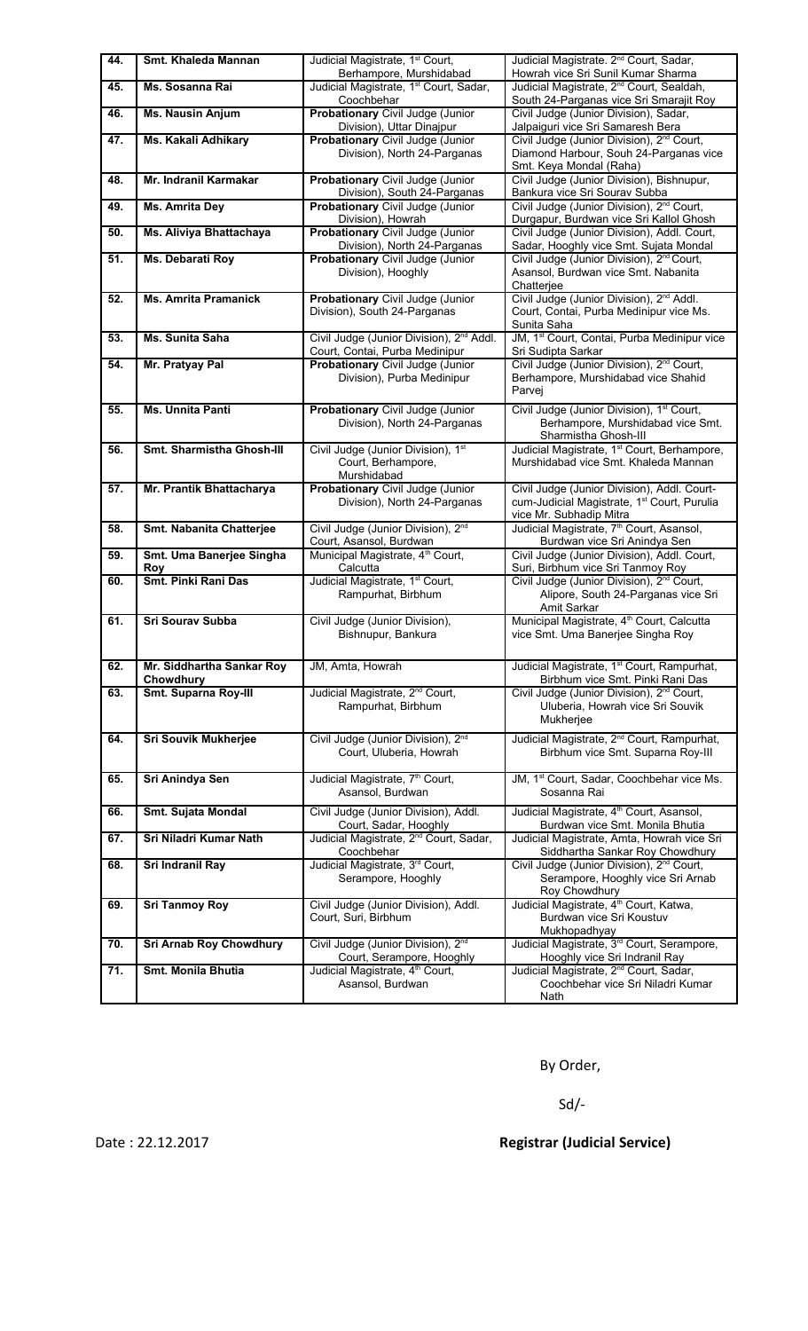| | | | |
|---|---|---|---|
| 44. | **Smt. Khaleda Mannan** | Judicial Magistrate, 1st Court, Berhampore, Murshidabad | Judicial Magistrate. 2nd Court, Sadar, Howrah vice Sri Sunil Kumar Sharma |
| 45. | **Ms. Sosanna Rai** | Judicial Magistrate, 1st Court, Sadar, Coochbehar | Judicial Magistrate, 2nd Court, Sealdah, South 24-Parganas vice Sri Smarajit Roy |
| 46. | **Ms. Nausin Anjum** | **Probationary** Civil Judge (Junior Division), Uttar Dinajpur | Civil Judge (Junior Division), Sadar, Jalpaiguri vice Sri Samaresh Bera |
| 47. | **Ms. Kakali Adhikary** | **Probationary** Civil Judge (Junior Division), North 24-Parganas | Civil Judge (Junior Division), 2nd Court, Diamond Harbour, Souh 24-Parganas vice Smt. Keya Mondal (Raha) |
| 48. | **Mr. Indranil Karmakar** | **Probationary** Civil Judge (Junior Division), South 24-Parganas | Civil Judge (Junior Division), Bishnupur, Bankura vice Sri Sourav Subba |
| 49. | **Ms. Amrita Dey** | **Probationary** Civil Judge (Junior Division), Howrah | Civil Judge (Junior Division), 2nd Court, Durgapur, Burdwan vice Sri Kallol Ghosh |
| 50. | **Ms. Aliviya Bhattachaya** | **Probationary** Civil Judge (Junior Division), North 24-Parganas | Civil Judge (Junior Division), Addl. Court, Sadar, Hooghly vice Smt. Sujata Mondal |
| 51. | **Ms. Debarati Roy** | **Probationary** Civil Judge (Junior Division), Hooghly | Civil Judge (Junior Division), 2nd Court, Asansol, Burdwan vice Smt. Nabanita Chatterjee |
| 52. | **Ms. Amrita Pramanick** | **Probationary** Civil Judge (Junior Division), South 24-Parganas | Civil Judge (Junior Division), 2nd Addl. Court, Contai, Purba Medinipur vice Ms. Sunita Saha |
| 53. | **Ms. Sunita Saha** | Civil Judge (Junior Division), 2nd Addl. Court, Contai, Purba Medinipur | JM, 1st Court, Contai, Purba Medinipur vice Sri Sudipta Sarkar |
| 54. | **Mr. Pratyay Pal** | **Probationary** Civil Judge (Junior Division), Purba Medinipur | Civil Judge (Junior Division), 2nd Court, Berhampore, Murshidabad vice Shahid Parvej |
| 55. | **Ms. Unnita Panti** | **Probationary** Civil Judge (Junior Division), North 24-Parganas | Civil Judge (Junior Division), 1st Court, Berhampore, Murshidabad vice Smt. Sharmistha Ghosh-III |
| 56. | **Smt. Sharmistha Ghosh-III** | Civil Judge (Junior Division), 1st Court, Berhampore, Murshidabad | Judicial Magistrate, 1st Court, Berhampore, Murshidabad vice Smt. Khaleda Mannan |
| 57. | **Mr. Prantik Bhattacharya** | **Probationary** Civil Judge (Junior Division), North 24-Parganas | Civil Judge (Junior Division), Addl. Court-cum-Judicial Magistrate, 1st Court, Purulia vice Mr. Subhadip Mitra |
| 58. | **Smt. Nabanita Chatterjee** | Civil Judge (Junior Division), 2nd Court, Asansol, Burdwan | Judicial Magistrate, 7th Court, Asansol, Burdwan vice Sri Anindya Sen |
| 59. | **Smt. Uma Banerjee Singha Roy** | Municipal Magistrate, 4th Court, Calcutta | Civil Judge (Junior Division), Addl. Court, Suri, Birbhum vice Sri Tanmoy Roy |
| 60. | **Smt. Pinki Rani Das** | Judicial Magistrate, 1st Court, Rampurhat, Birbhum | Civil Judge (Junior Division), 2nd Court, Alipore, South 24-Parganas vice Sri Amit Sarkar |
| 61. | **Sri Sourav Subba** | Civil Judge (Junior Division), Bishnupur, Bankura | Municipal Magistrate, 4th Court, Calcutta vice Smt. Uma Banerjee Singha Roy |
| 62. | **Mr. Siddhartha Sankar Roy Chowdhury** | JM, Amta, Howrah | Judicial Magistrate, 1st Court, Rampurhat, Birbhum vice Smt. Pinki Rani Das |
| 63. | **Smt. Suparna Roy-III** | Judicial Magistrate, 2nd Court, Rampurhat, Birbhum | Civil Judge (Junior Division), 2nd Court, Uluberia, Howrah vice Sri Souvik Mukherjee |
| 64. | **Sri Souvik Mukherjee** | Civil Judge (Junior Division), 2nd Court, Uluberia, Howrah | Judicial Magistrate, 2nd Court, Rampurhat, Birbhum vice Smt. Suparna Roy-III |
| 65. | **Sri Anindya Sen** | Judicial Magistrate, 7th Court, Asansol, Burdwan | JM, 1st Court, Sadar, Coochbehar vice Ms. Sosanna Rai |
| 66. | **Smt. Sujata Mondal** | Civil Judge (Junior Division), Addl. Court, Sadar, Hooghly | Judicial Magistrate, 4th Court, Asansol, Burdwan vice Smt. Monila Bhutia |
| 67. | **Sri Niladri Kumar Nath** | Judicial Magistrate, 2nd Court, Sadar, Coochbehar | Judicial Magistrate, Amta, Howrah vice Sri Siddhartha Sankar Roy Chowdhury |
| 68. | **Sri Indranil Ray** | Judicial Magistrate, 3rd Court, Serampore, Hooghly | Civil Judge (Junior Division), 2nd Court, Serampore, Hooghly vice Sri Arnab Roy Chowdhury |
| 69. | **Sri Tanmoy Roy** | Civil Judge (Junior Division), Addl. Court, Suri, Birbhum | Judicial Magistrate, 4th Court, Katwa, Burdwan vice Sri Koustuv Mukhopadhyay |
| 70. | **Sri Arnab Roy Chowdhury** | Civil Judge (Junior Division), 2nd Court, Serampore, Hooghly | Judicial Magistrate, 3rd Court, Serampore, Hooghly vice Sri Indranil Ray |
| 71. | **Smt. Monila Bhutia** | Judicial Magistrate, 4th Court, Asansol, Burdwan | Judicial Magistrate, 2nd Court, Sadar, Coochbehar vice Sri Niladri Kumar Nath |

By Order,

Sd/-

Date : 22.12.2017

**Registrar (Judicial Service)**